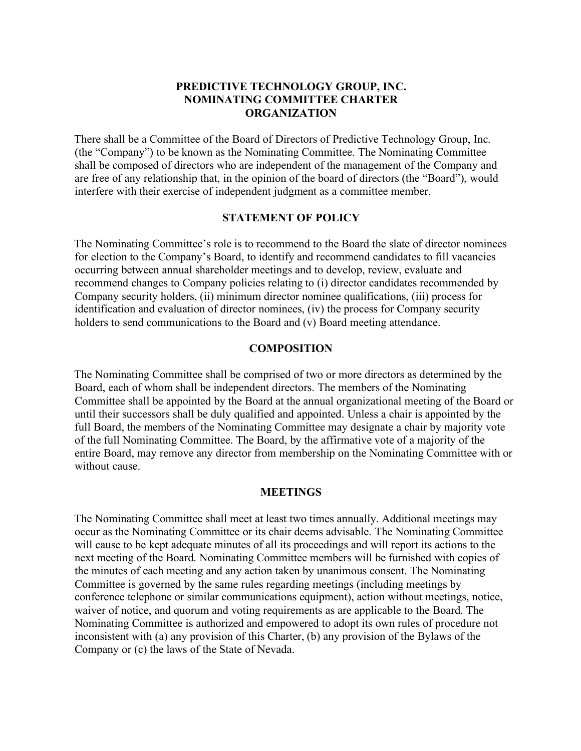# PREDICTIVE TECHNOLOGY GROUP, INC.
# NOMINATING COMMITTEE CHARTER
## ORGANIZATION

There shall be a Committee of the Board of Directors of Predictive Technology Group, Inc. (the "Company") to be known as the Nominating Committee. The Nominating Committee shall be composed of directors who are independent of the management of the Company and are free of any relationship that, in the opinion of the board of directors (the "Board"), would interfere with their exercise of independent judgment as a committee member.

## STATEMENT OF POLICY

The Nominating Committee's role is to recommend to the Board the slate of director nominees for election to the Company's Board, to identify and recommend candidates to fill vacancies occurring between annual shareholder meetings and to develop, review, evaluate and recommend changes to Company policies relating to (i) director candidates recommended by Company security holders, (ii) minimum director nominee qualifications, (iii) process for identification and evaluation of director nominees, (iv) the process for Company security holders to send communications to the Board and (v) Board meeting attendance.

## COMPOSITION

The Nominating Committee shall be comprised of two or more directors as determined by the Board, each of whom shall be independent directors. The members of the Nominating Committee shall be appointed by the Board at the annual organizational meeting of the Board or until their successors shall be duly qualified and appointed. Unless a chair is appointed by the full Board, the members of the Nominating Committee may designate a chair by majority vote of the full Nominating Committee. The Board, by the affirmative vote of a majority of the entire Board, may remove any director from membership on the Nominating Committee with or without cause.

## MEETINGS

The Nominating Committee shall meet at least two times annually. Additional meetings may occur as the Nominating Committee or its chair deems advisable. The Nominating Committee will cause to be kept adequate minutes of all its proceedings and will report its actions to the next meeting of the Board. Nominating Committee members will be furnished with copies of the minutes of each meeting and any action taken by unanimous consent. The Nominating Committee is governed by the same rules regarding meetings (including meetings by conference telephone or similar communications equipment), action without meetings, notice, waiver of notice, and quorum and voting requirements as are applicable to the Board. The Nominating Committee is authorized and empowered to adopt its own rules of procedure not inconsistent with (a) any provision of this Charter, (b) any provision of the Bylaws of the Company or (c) the laws of the State of Nevada.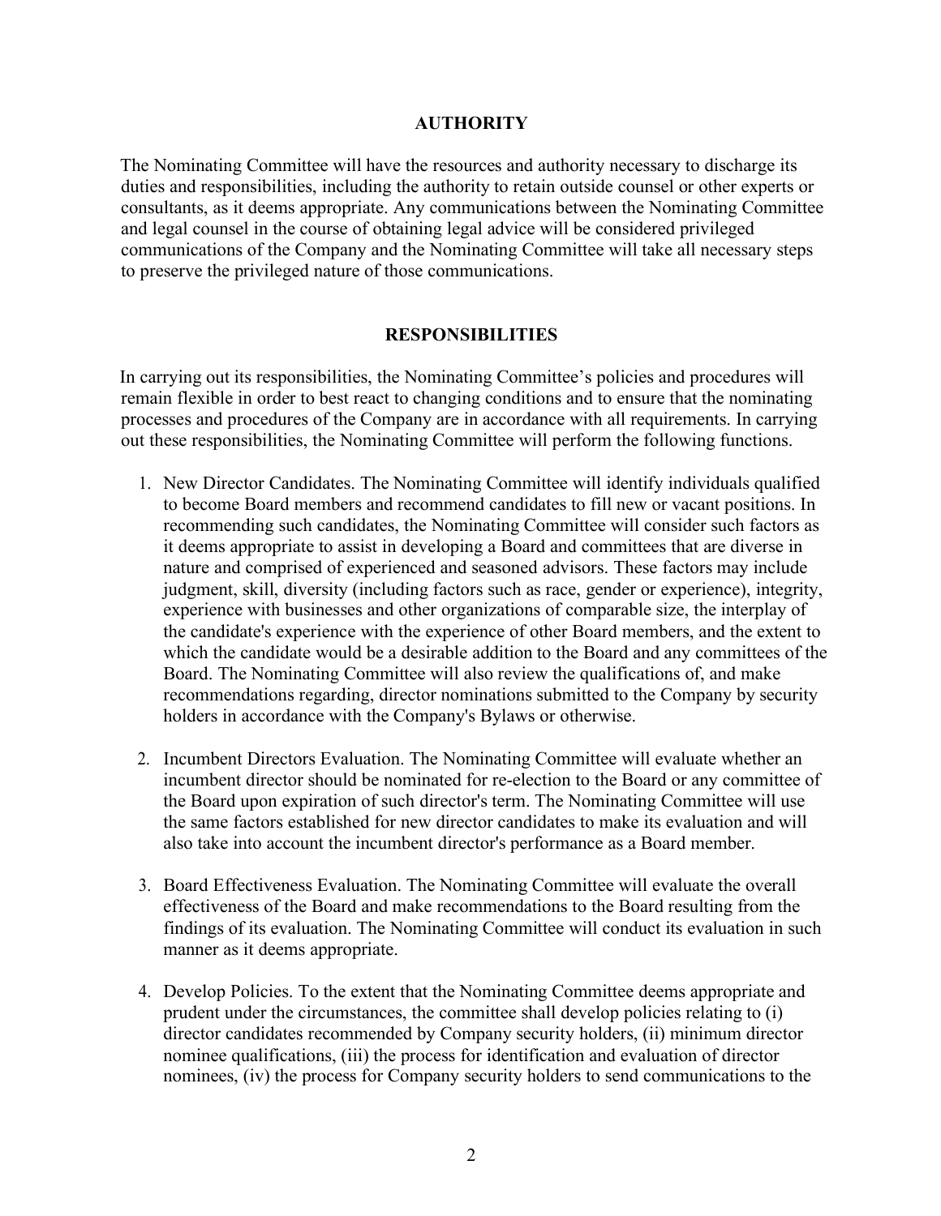## AUTHORITY

The Nominating Committee will have the resources and authority necessary to discharge its duties and responsibilities, including the authority to retain outside counsel or other experts or consultants, as it deems appropriate. Any communications between the Nominating Committee and legal counsel in the course of obtaining legal advice will be considered privileged communications of the Company and the Nominating Committee will take all necessary steps to preserve the privileged nature of those communications.

## RESPONSIBILITIES

In carrying out its responsibilities, the Nominating Committee's policies and procedures will remain flexible in order to best react to changing conditions and to ensure that the nominating processes and procedures of the Company are in accordance with all requirements. In carrying out these responsibilities, the Nominating Committee will perform the following functions.

1. New Director Candidates. The Nominating Committee will identify individuals qualified to become Board members and recommend candidates to fill new or vacant positions. In recommending such candidates, the Nominating Committee will consider such factors as it deems appropriate to assist in developing a Board and committees that are diverse in nature and comprised of experienced and seasoned advisors. These factors may include judgment, skill, diversity (including factors such as race, gender or experience), integrity, experience with businesses and other organizations of comparable size, the interplay of the candidate's experience with the experience of other Board members, and the extent to which the candidate would be a desirable addition to the Board and any committees of the Board. The Nominating Committee will also review the qualifications of, and make recommendations regarding, director nominations submitted to the Company by security holders in accordance with the Company's Bylaws or otherwise.

2. Incumbent Directors Evaluation. The Nominating Committee will evaluate whether an incumbent director should be nominated for re-election to the Board or any committee of the Board upon expiration of such director's term. The Nominating Committee will use the same factors established for new director candidates to make its evaluation and will also take into account the incumbent director's performance as a Board member.

3. Board Effectiveness Evaluation. The Nominating Committee will evaluate the overall effectiveness of the Board and make recommendations to the Board resulting from the findings of its evaluation. The Nominating Committee will conduct its evaluation in such manner as it deems appropriate.

4. Develop Policies. To the extent that the Nominating Committee deems appropriate and prudent under the circumstances, the committee shall develop policies relating to (i) director candidates recommended by Company security holders, (ii) minimum director nominee qualifications, (iii) the process for identification and evaluation of director nominees, (iv) the process for Company security holders to send communications to the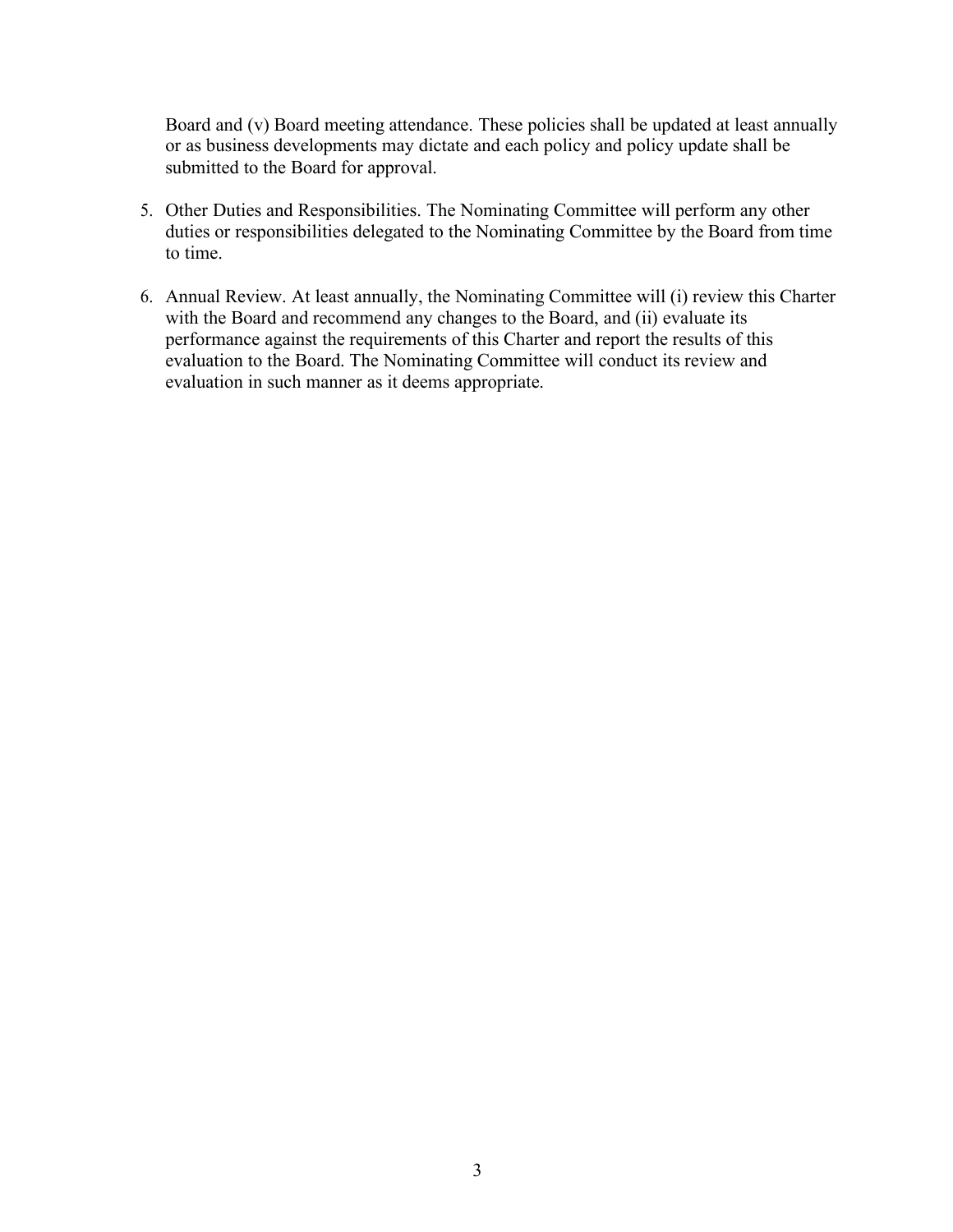Board and (v) Board meeting attendance. These policies shall be updated at least annually or as business developments may dictate and each policy and policy update shall be submitted to the Board for approval.

5. Other Duties and Responsibilities. The Nominating Committee will perform any other duties or responsibilities delegated to the Nominating Committee by the Board from time to time.

6. Annual Review. At least annually, the Nominating Committee will (i) review this Charter with the Board and recommend any changes to the Board, and (ii) evaluate its performance against the requirements of this Charter and report the results of this evaluation to the Board. The Nominating Committee will conduct its review and evaluation in such manner as it deems appropriate.